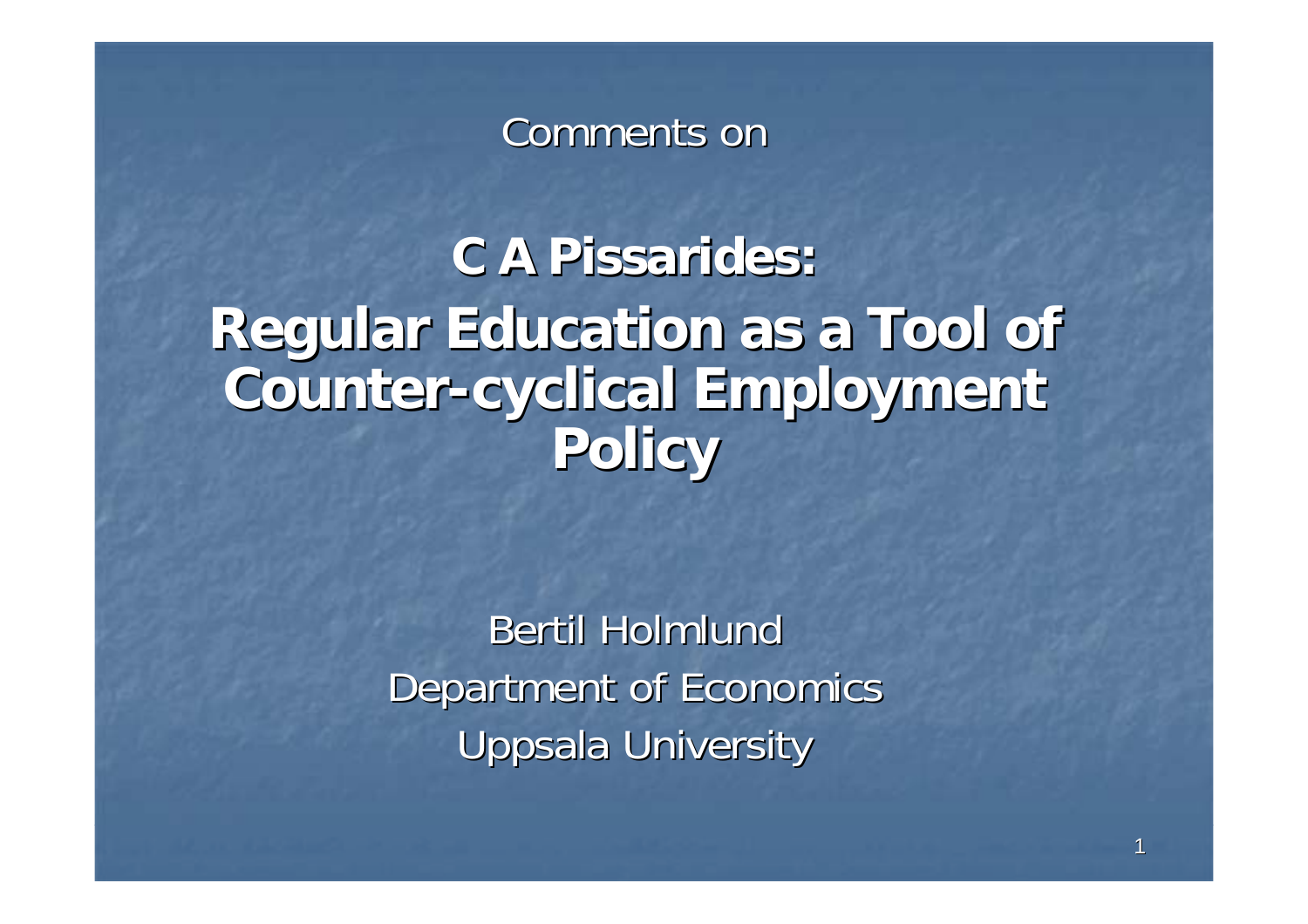Comments on

# C A Pissarides:
# Regular Education as a Tool of Counter-cyclical Employment Policy

Bertil Holmlund

Department of Economics

Uppsala University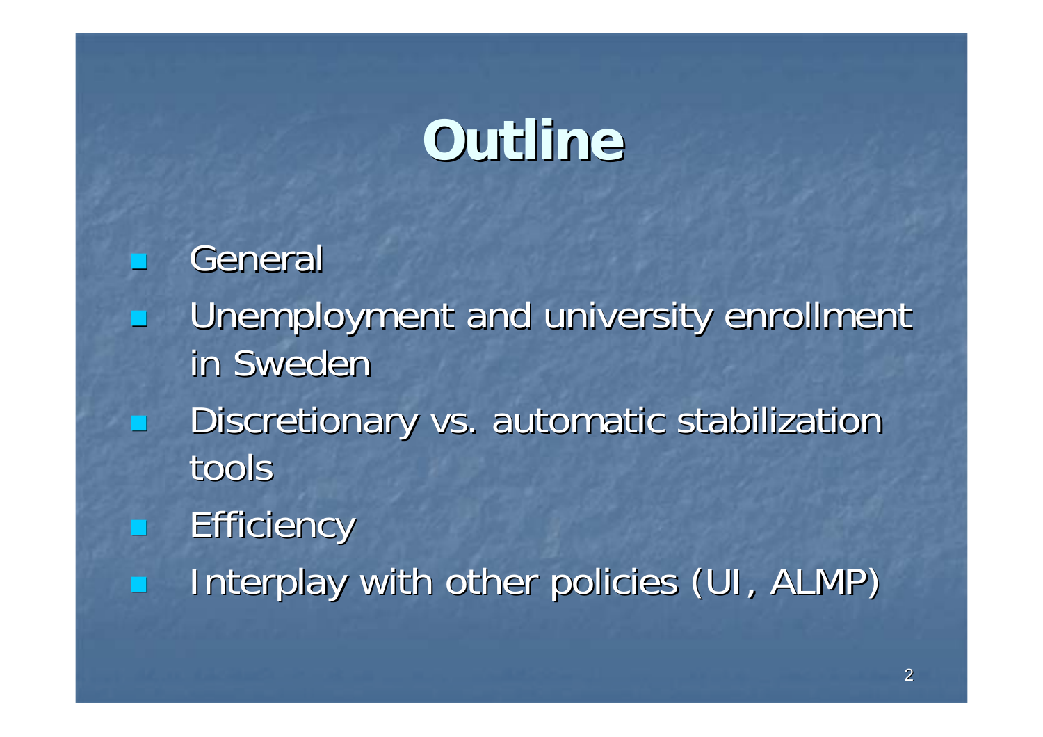# Outline

- General
- Unemployment and university enrollment in Sweden
- Discretionary vs. automatic stabilization tools
- Efficiency
- Interplay with other policies (UI, ALMP)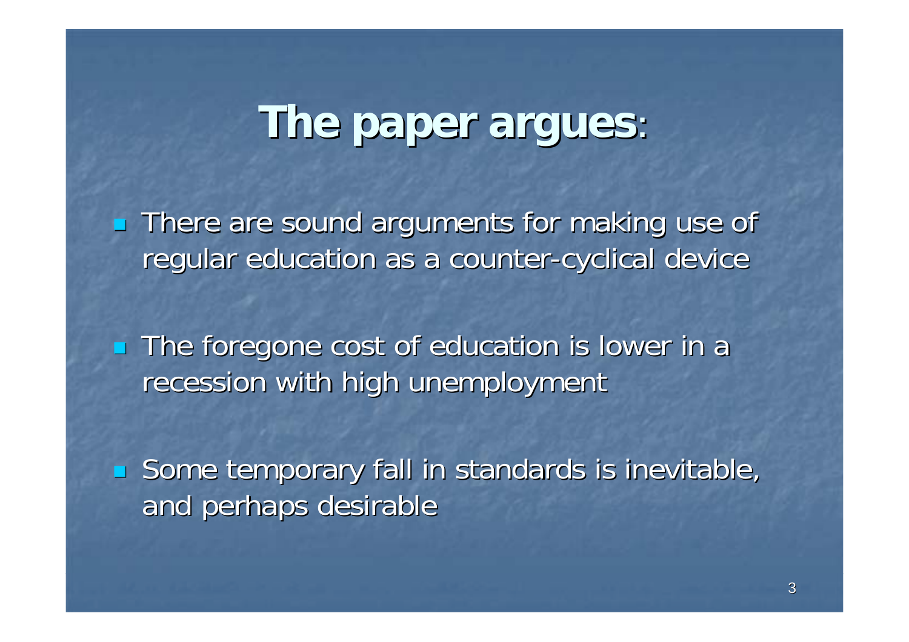# **The paper argues**:

- There are sound arguments for making use of regular education as a counter-cyclical device

- The foregone cost of education is lower in a recession with high unemployment

- Some temporary fall in standards is inevitable, and perhaps desirable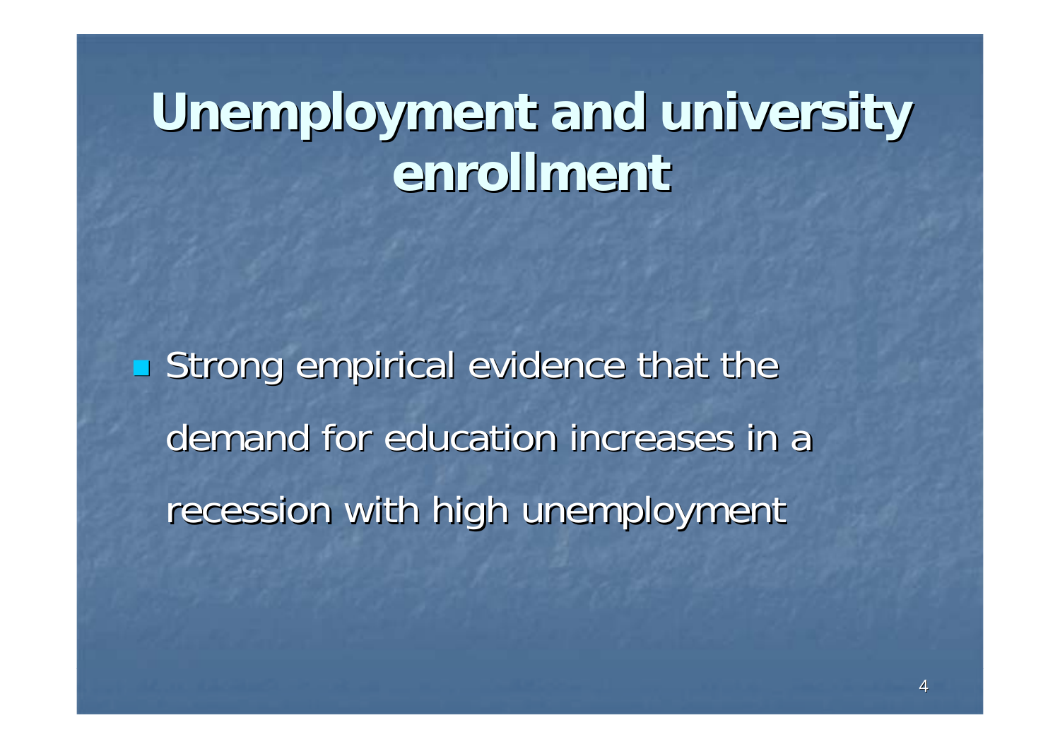# Unemployment and university enrollment

- Strong empirical evidence that the demand for education increases in a recession with high unemployment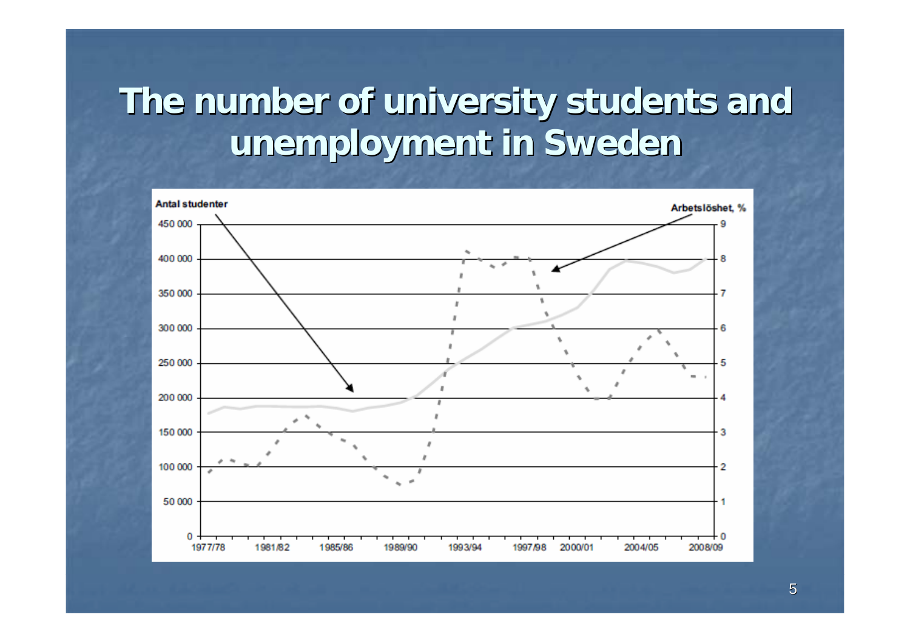# The number of university students and unemployment in Sweden

Antal studenter

Arbetslöshet, %

450 000 | 400 000 | 350 000 | 300 000 | 250 000 | 200 000 | 150 000 | 100 000 | 50 000 | 0

9 | 8 | 7 | 6 | 5 | 4 | 3 | 2 | 1 | 0

1977/78 | 1981/82 | 1985/86 | 1989/90 | 1993/94 | 1997/98 | 2000/01 | 2004/05 | 2008/09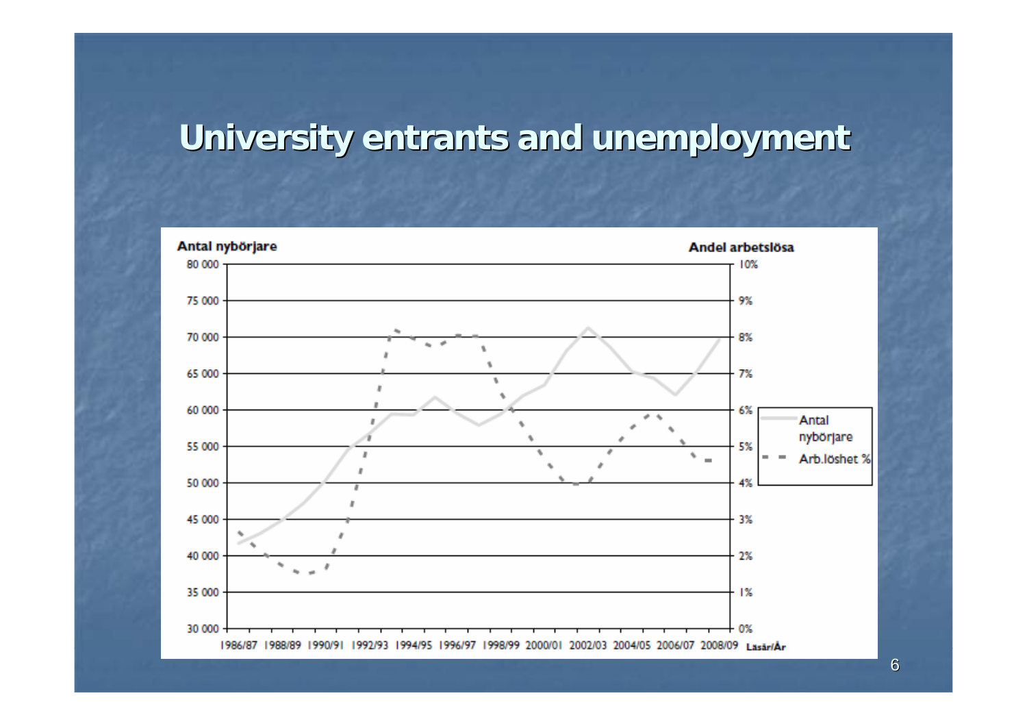# University entrants and unemployment

Antal nybörjare

Andel arbetslösa

80 000, 75 000, 70 000, 65 000, 60 000, 55 000, 50 000, 45 000, 40 000, 35 000, 30 000

10%, 9%, 8%, 7%, 6%, 5%, 4%, 3%, 2%, 1%, 0%

1986/87 1988/89 1990/91 1992/93 1994/95 1996/97 1998/99 2000/01 2002/03 2004/05 2006/07 2008/09 Läsår/År

- Antal nybörjare
- Arb.löshet %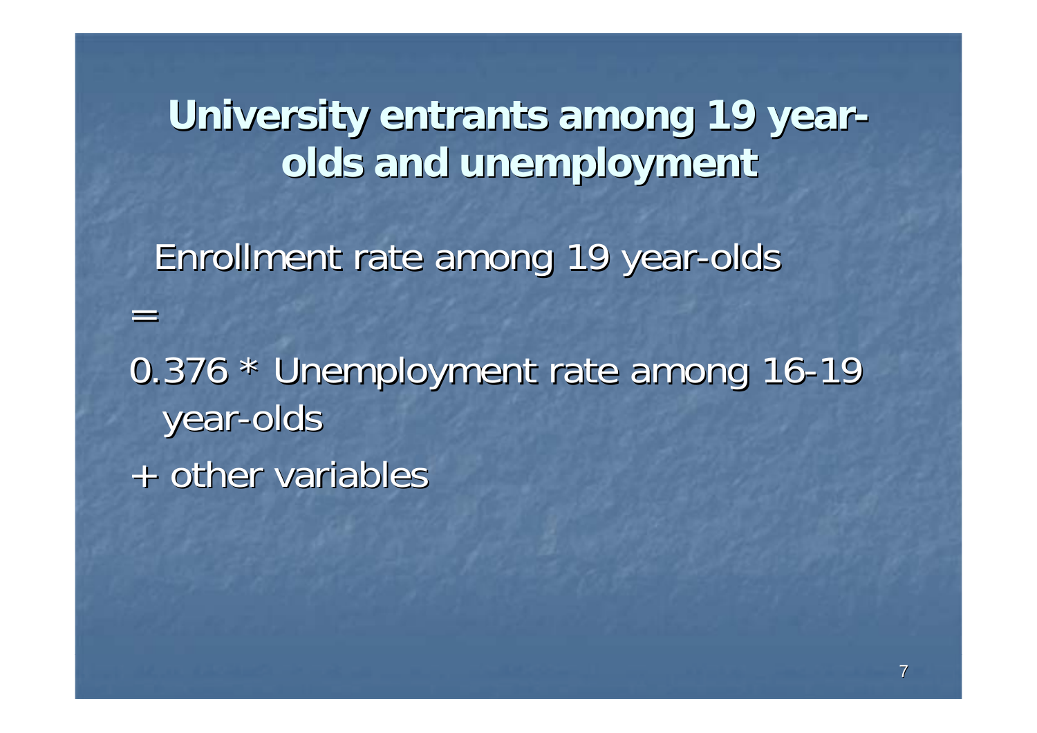# University entrants among 19 year-olds and unemployment

Enrollment rate among 19 year-olds

=

0.376 * Unemployment rate among 16-19 year-olds

+ other variables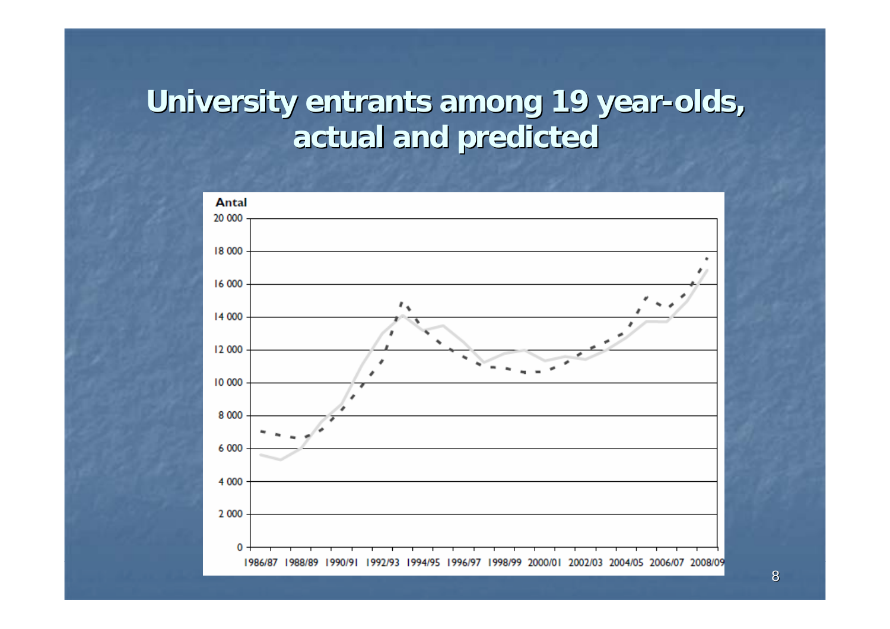# University entrants among 19 year-olds, actual and predicted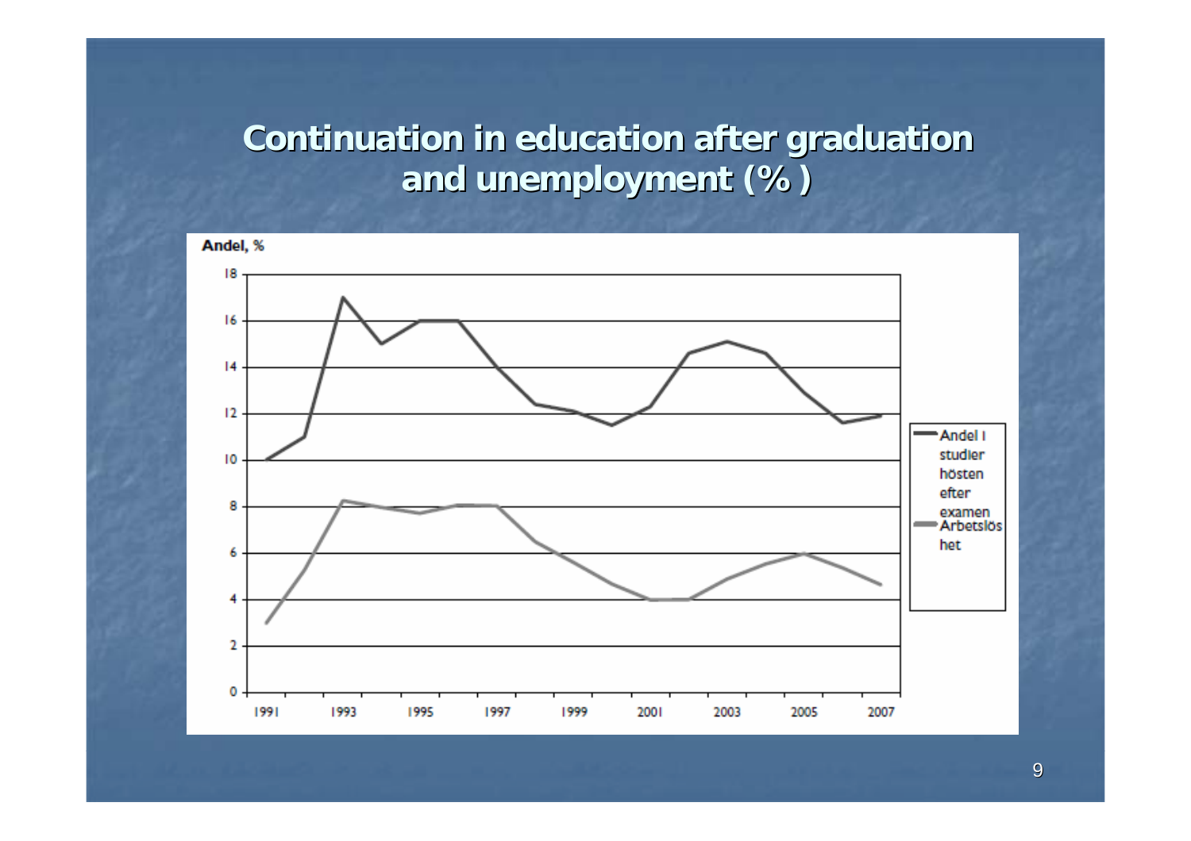# Continuation in education after graduation and unemployment (% )

Andel, %

Andel i studier hösten efter examen

Arbetslöshet

1991 1993 1995 1997 1999 2001 2003 2005 2007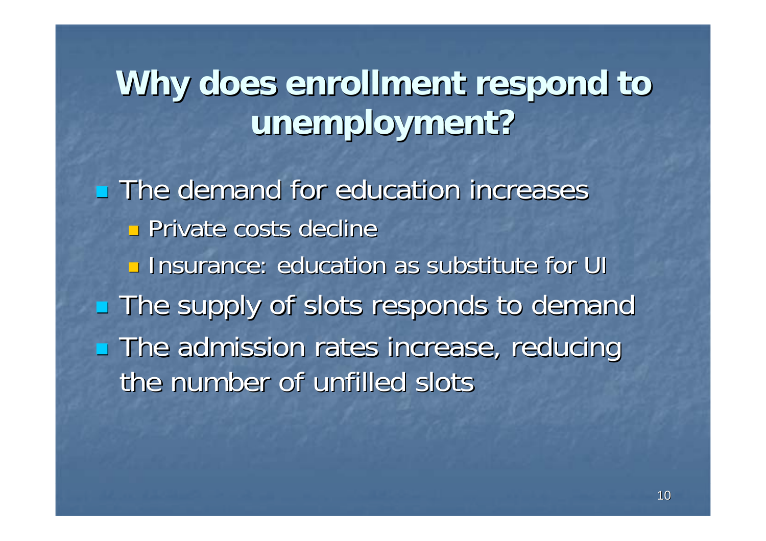# Why does enrollment respond to unemployment?

- The demand for education increases
  - Private costs decline
  - Insurance: education as substitute for UI
- The supply of slots responds to demand
- The admission rates increase, reducing the number of unfilled slots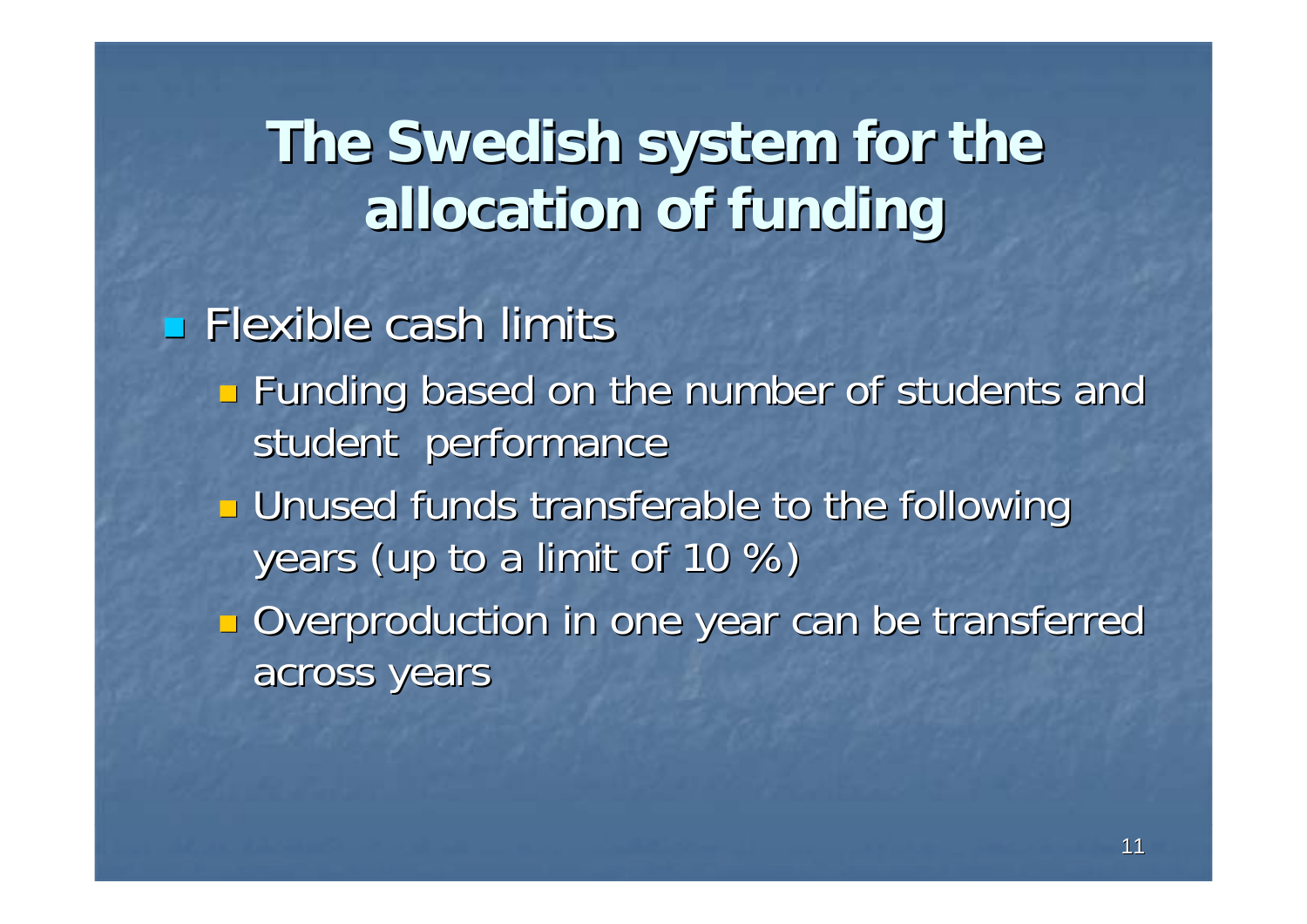# The Swedish system for the allocation of funding

- Flexible cash limits
  - Funding based on the number of students and student performance
  - Unused funds transferable to the following years (up to a limit of 10 %)
  - Overproduction in one year can be transferred across years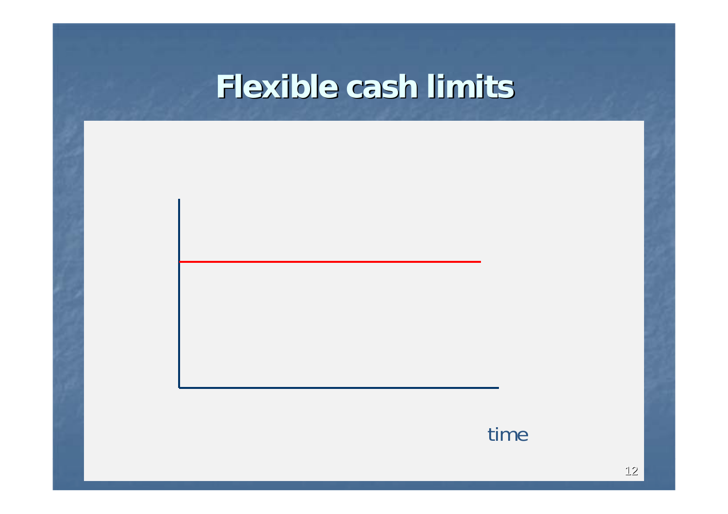# Flexible cash limits

time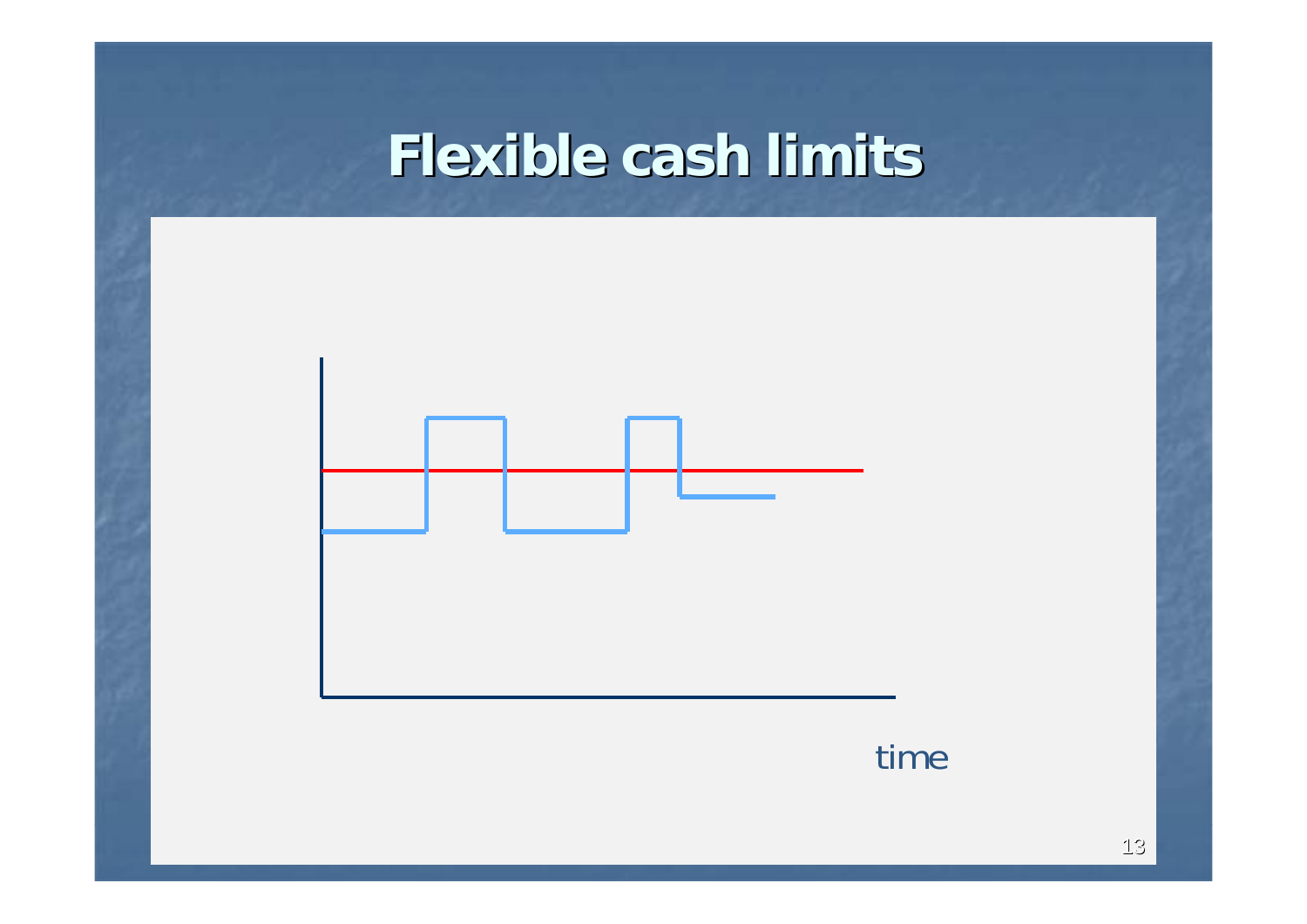# Flexible cash limits

time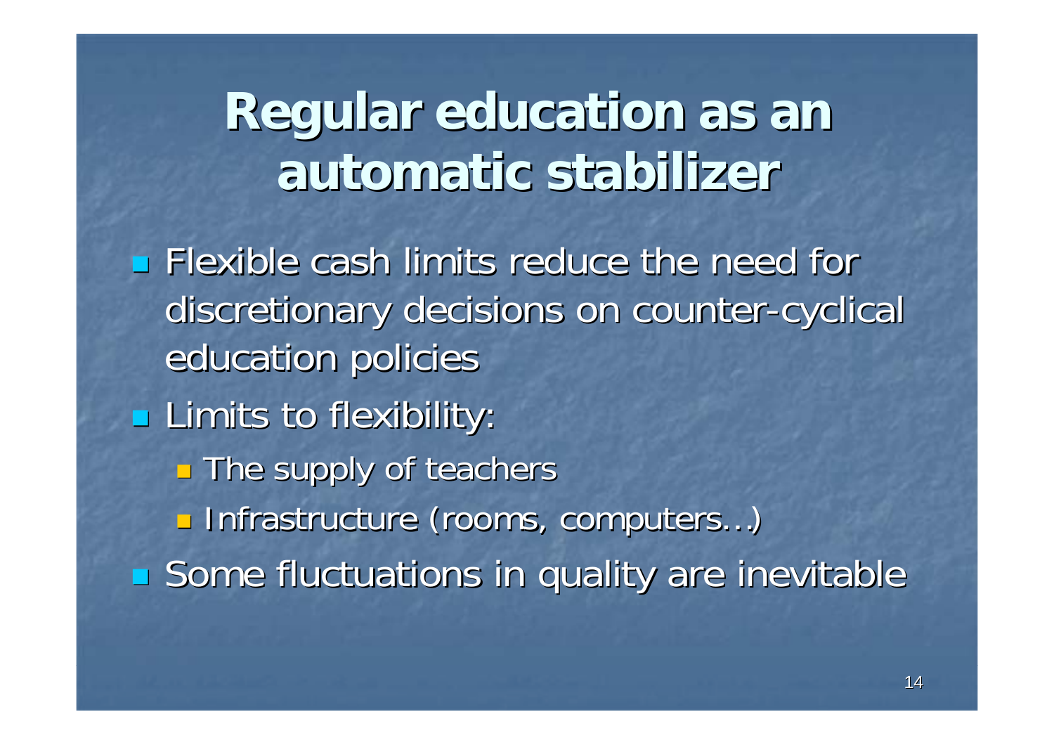# Regular education as an automatic stabilizer

- Flexible cash limits reduce the need for discretionary decisions on counter-cyclical education policies
- Limits to flexibility:
  - The supply of teachers
  - Infrastructure (rooms, computers…)
- Some fluctuations in quality are inevitable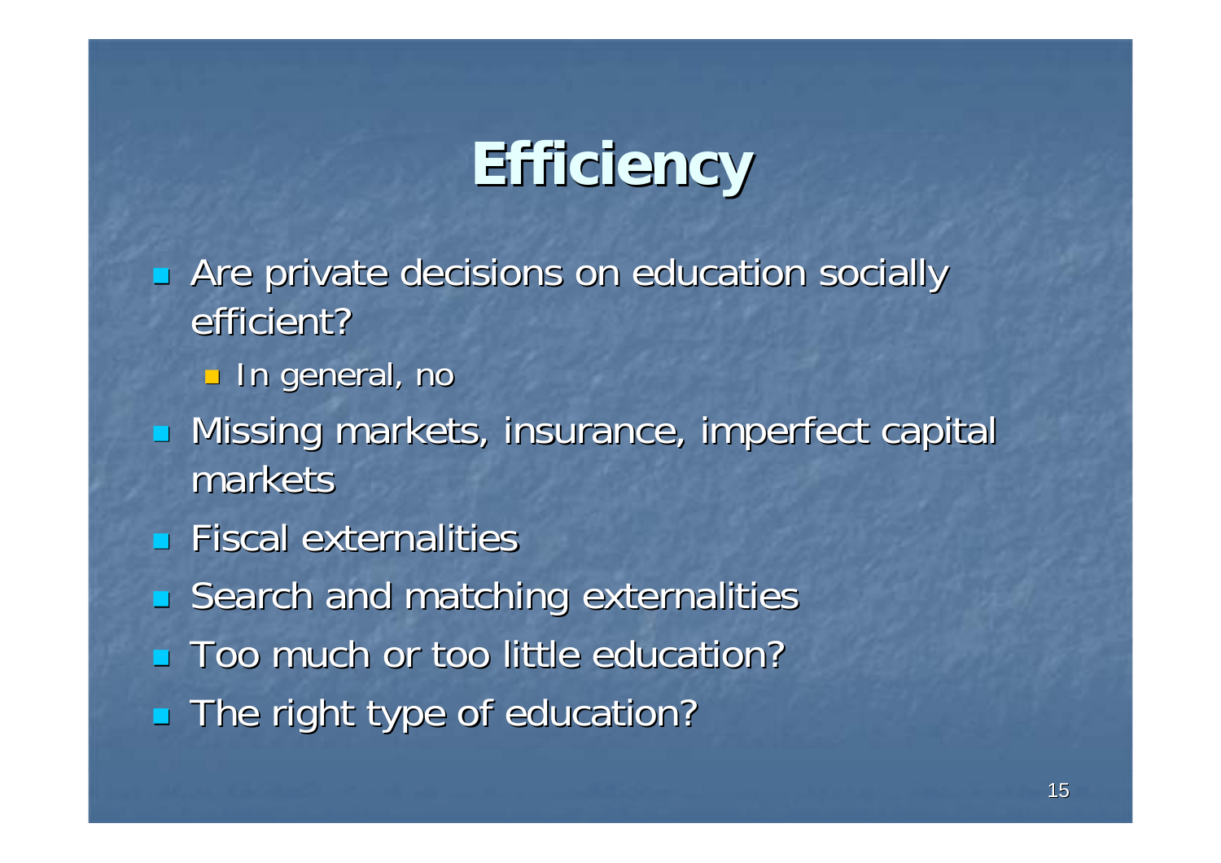# Efficiency

- Are private decisions on education socially efficient?
  - In general, no
- Missing markets, insurance, imperfect capital markets
- Fiscal externalities
- Search and matching externalities
- Too much or too little education?
- The right type of education?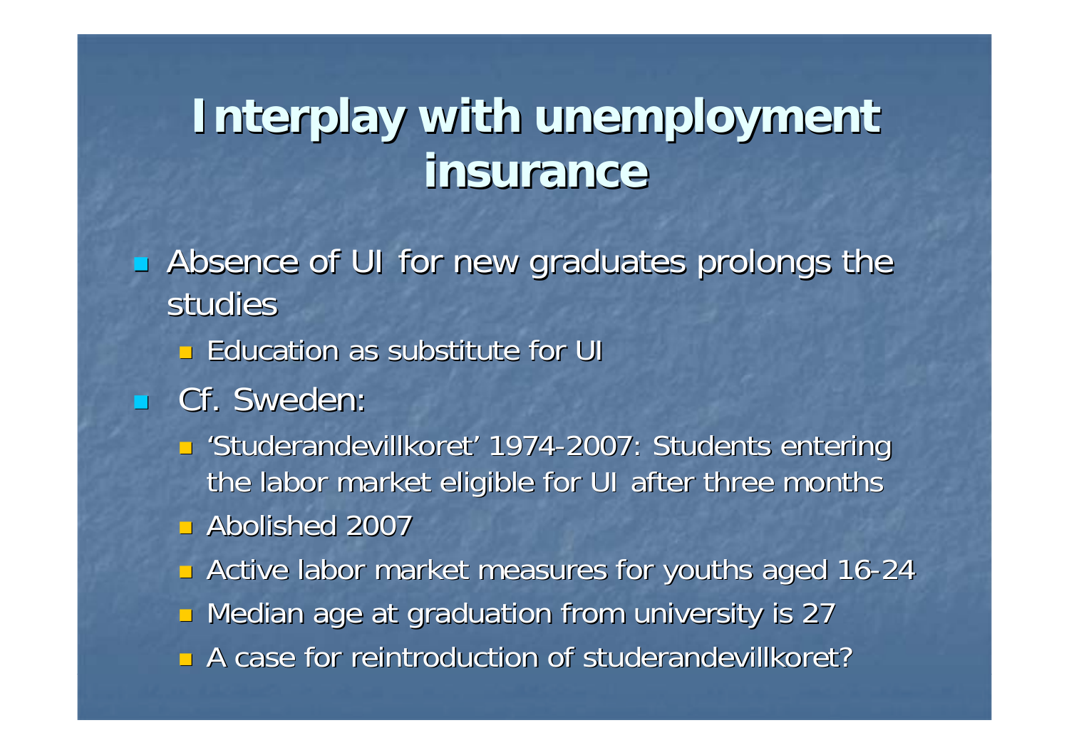# Interplay with unemployment insurance

- Absence of UI for new graduates prolongs the studies
  - Education as substitute for UI
- Cf. Sweden:
  - 'Studerandevillkoret' 1974-2007: Students entering the labor market eligible for UI after three months
  - Abolished 2007
  - Active labor market measures for youths aged 16-24
  - Median age at graduation from university is 27
  - A case for reintroduction of studerandevillkoret?